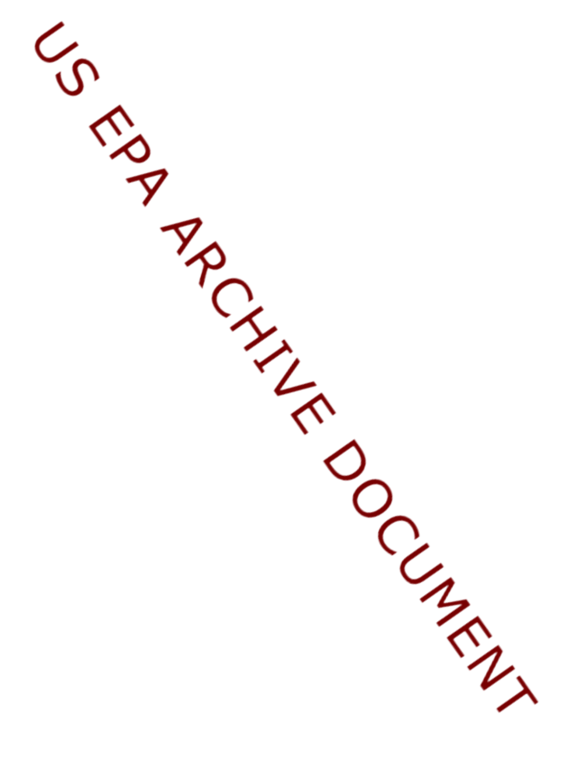US EPA ARCHIVE DOCUMENT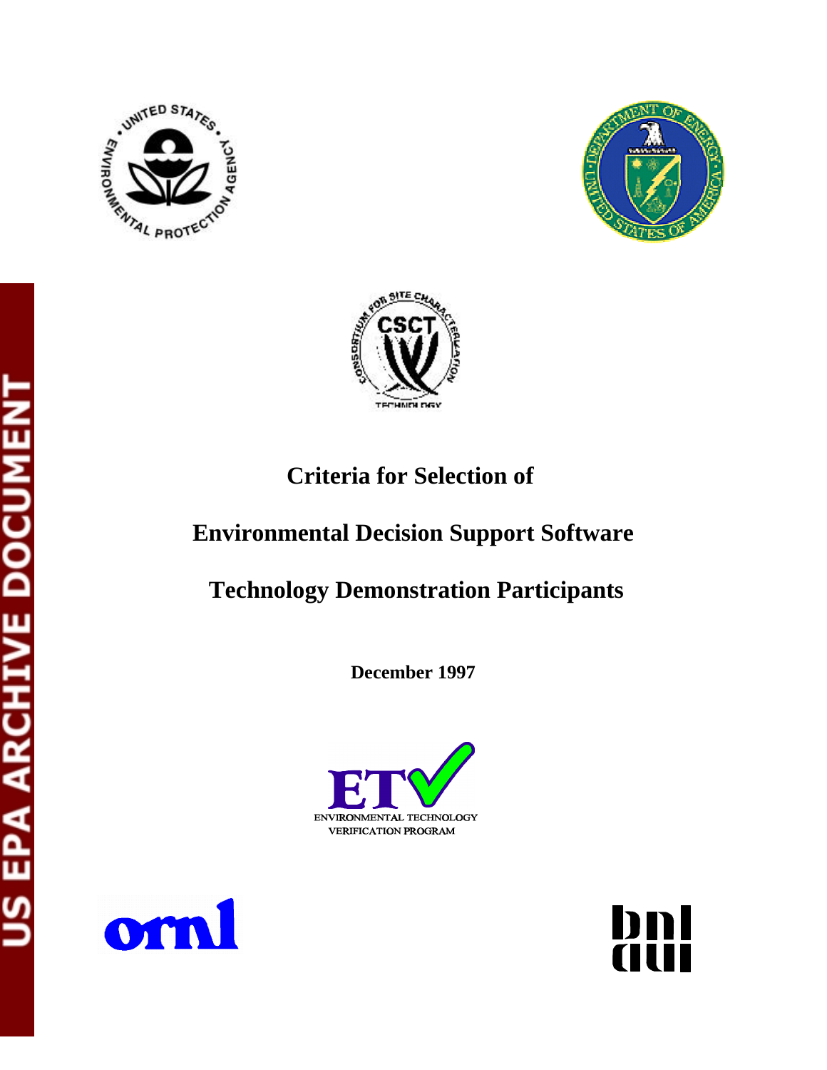# Criteria for Selection of

# Environmental Decision Support Software

# Technology Demonstration Participants

**December 1997**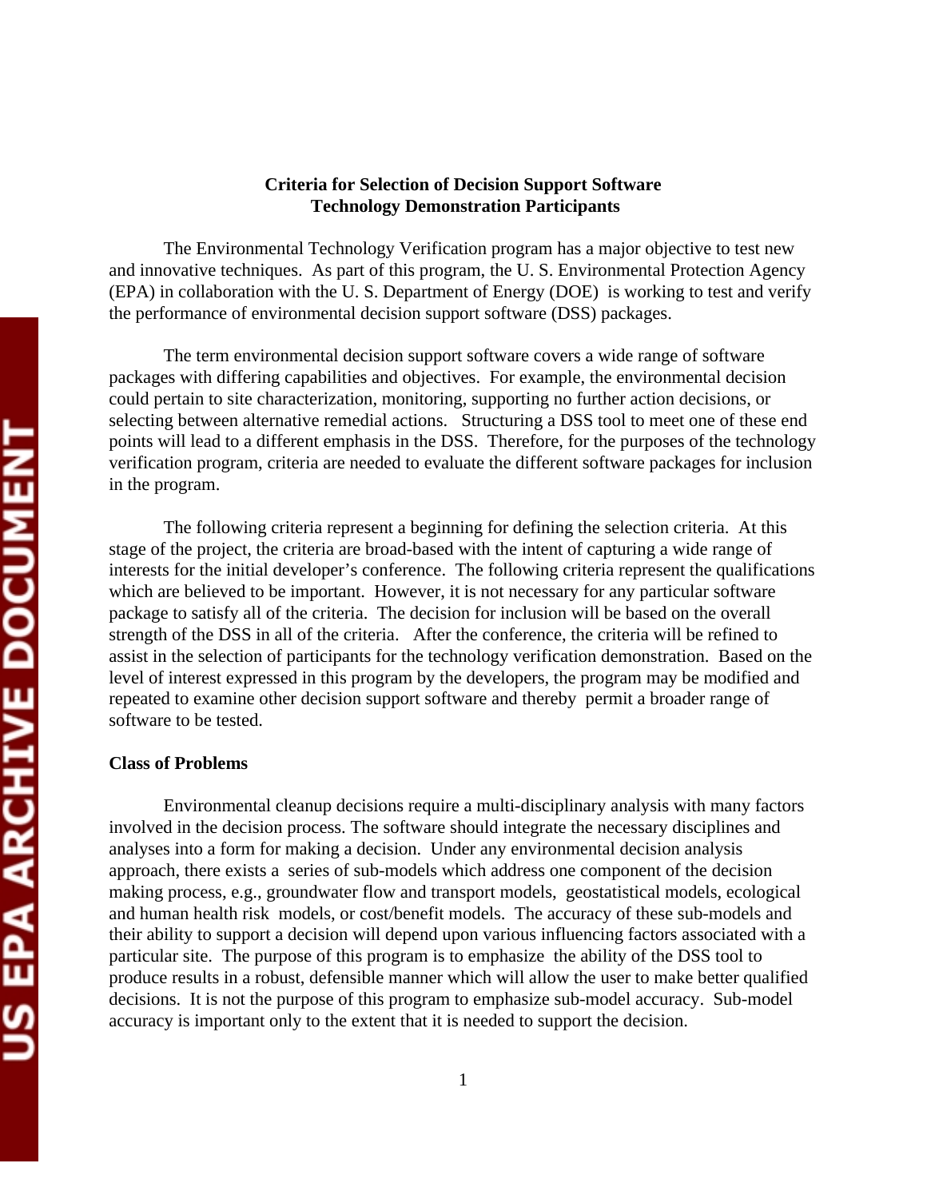**Criteria for Selection of Decision Support Software Technology Demonstration Participants**

The Environmental Technology Verification program has a major objective to test new and innovative techniques. As part of this program, the U. S. Environmental Protection Agency (EPA) in collaboration with the U. S. Department of Energy (DOE) is working to test and verify the performance of environmental decision support software (DSS) packages.

The term environmental decision support software covers a wide range of software packages with differing capabilities and objectives. For example, the environmental decision could pertain to site characterization, monitoring, supporting no further action decisions, or selecting between alternative remedial actions. Structuring a DSS tool to meet one of these end points will lead to a different emphasis in the DSS. Therefore, for the purposes of the technology verification program, criteria are needed to evaluate the different software packages for inclusion in the program.

The following criteria represent a beginning for defining the selection criteria. At this stage of the project, the criteria are broad-based with the intent of capturing a wide range of interests for the initial developer's conference. The following criteria represent the qualifications which are believed to be important. However, it is not necessary for any particular software package to satisfy all of the criteria. The decision for inclusion will be based on the overall strength of the DSS in all of the criteria. After the conference, the criteria will be refined to assist in the selection of participants for the technology verification demonstration. Based on the level of interest expressed in this program by the developers, the program may be modified and repeated to examine other decision support software and thereby permit a broader range of software to be tested.

**Class of Problems**

Environmental cleanup decisions require a multi-disciplinary analysis with many factors involved in the decision process. The software should integrate the necessary disciplines and analyses into a form for making a decision. Under any environmental decision analysis approach, there exists a series of sub-models which address one component of the decision making process, e.g., groundwater flow and transport models, geostatistical models, ecological and human health risk models, or cost/benefit models. The accuracy of these sub-models and their ability to support a decision will depend upon various influencing factors associated with a particular site. The purpose of this program is to emphasize the ability of the DSS tool to produce results in a robust, defensible manner which will allow the user to make better qualified decisions. It is not the purpose of this program to emphasize sub-model accuracy. Sub-model accuracy is important only to the extent that it is needed to support the decision.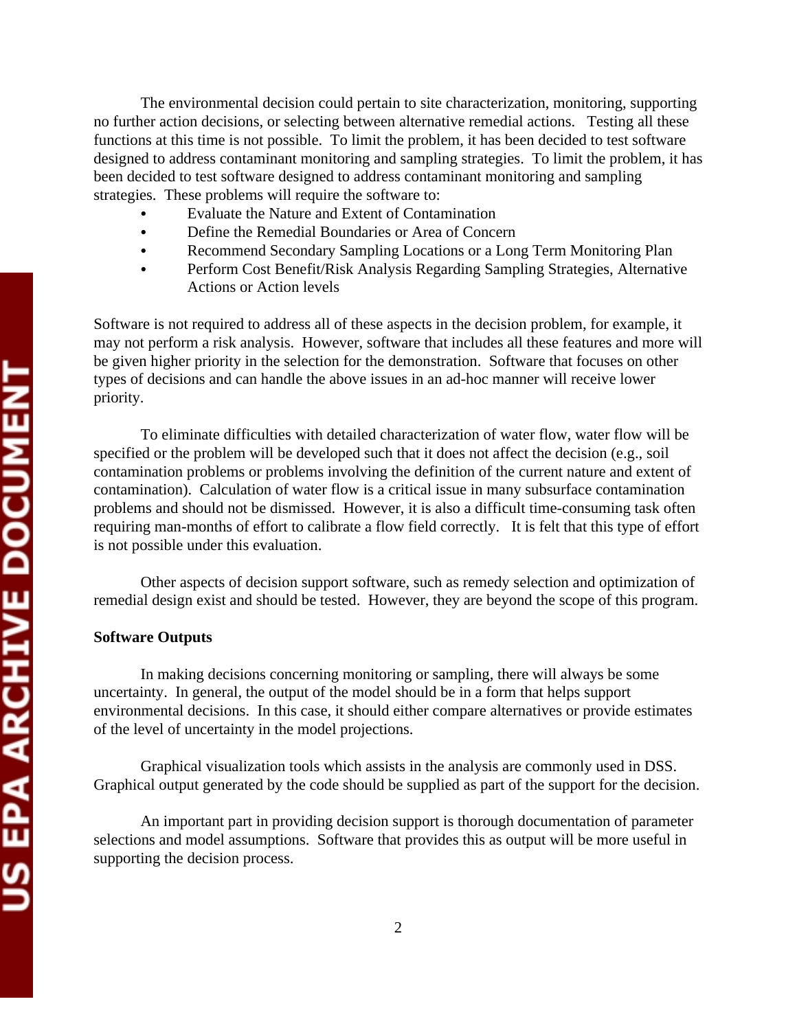The environmental decision could pertain to site characterization, monitoring, supporting no further action decisions, or selecting between alternative remedial actions. Testing all these functions at this time is not possible. To limit the problem, it has been decided to test software designed to address contaminant monitoring and sampling strategies. To limit the problem, it has been decided to test software designed to address contaminant monitoring and sampling strategies. These problems will require the software to:

- Evaluate the Nature and Extent of Contamination
- Define the Remedial Boundaries or Area of Concern
- Recommend Secondary Sampling Locations or a Long Term Monitoring Plan
- Perform Cost Benefit/Risk Analysis Regarding Sampling Strategies, Alternative Actions or Action levels

Software is not required to address all of these aspects in the decision problem, for example, it may not perform a risk analysis. However, software that includes all these features and more will be given higher priority in the selection for the demonstration. Software that focuses on other types of decisions and can handle the above issues in an ad-hoc manner will receive lower priority.

To eliminate difficulties with detailed characterization of water flow, water flow will be specified or the problem will be developed such that it does not affect the decision (e.g., soil contamination problems or problems involving the definition of the current nature and extent of contamination). Calculation of water flow is a critical issue in many subsurface contamination problems and should not be dismissed. However, it is also a difficult time-consuming task often requiring man-months of effort to calibrate a flow field correctly. It is felt that this type of effort is not possible under this evaluation.

Other aspects of decision support software, such as remedy selection and optimization of remedial design exist and should be tested. However, they are beyond the scope of this program.

**Software Outputs**

In making decisions concerning monitoring or sampling, there will always be some uncertainty. In general, the output of the model should be in a form that helps support environmental decisions. In this case, it should either compare alternatives or provide estimates of the level of uncertainty in the model projections.

Graphical visualization tools which assists in the analysis are commonly used in DSS. Graphical output generated by the code should be supplied as part of the support for the decision.

An important part in providing decision support is thorough documentation of parameter selections and model assumptions. Software that provides this as output will be more useful in supporting the decision process.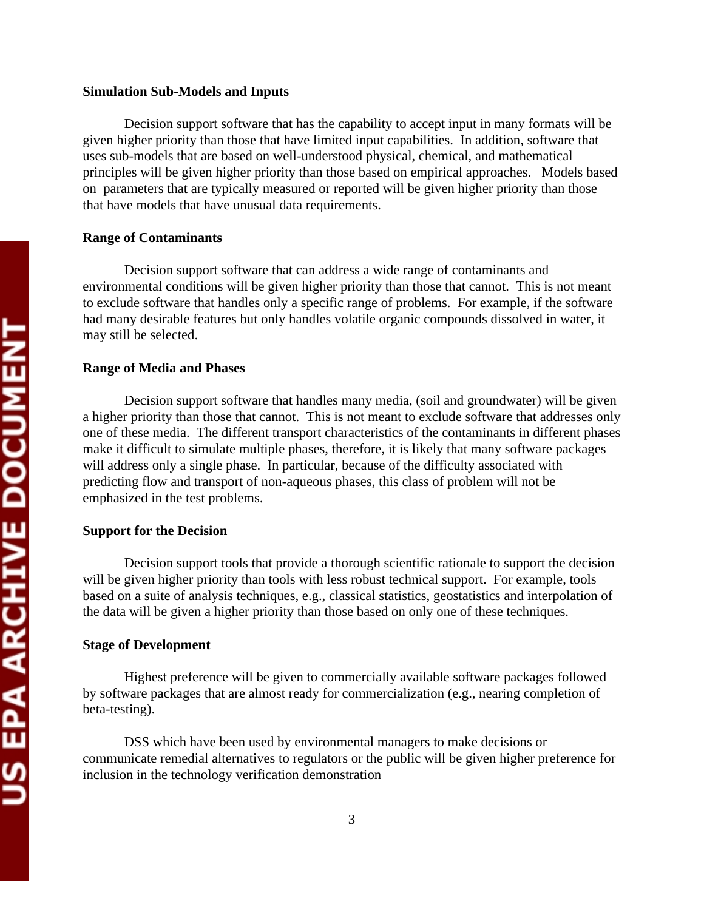**Simulation Sub-Models and Inputs**

Decision support software that has the capability to accept input in many formats will be given higher priority than those that have limited input capabilities. In addition, software that uses sub-models that are based on well-understood physical, chemical, and mathematical principles will be given higher priority than those based on empirical approaches. Models based on parameters that are typically measured or reported will be given higher priority than those that have models that have unusual data requirements.

**Range of Contaminants**

Decision support software that can address a wide range of contaminants and environmental conditions will be given higher priority than those that cannot. This is not meant to exclude software that handles only a specific range of problems. For example, if the software had many desirable features but only handles volatile organic compounds dissolved in water, it may still be selected.

**Range of Media and Phases**

Decision support software that handles many media, (soil and groundwater) will be given a higher priority than those that cannot. This is not meant to exclude software that addresses only one of these media. The different transport characteristics of the contaminants in different phases make it difficult to simulate multiple phases, therefore, it is likely that many software packages will address only a single phase. In particular, because of the difficulty associated with predicting flow and transport of non-aqueous phases, this class of problem will not be emphasized in the test problems.

**Support for the Decision**

Decision support tools that provide a thorough scientific rationale to support the decision will be given higher priority than tools with less robust technical support. For example, tools based on a suite of analysis techniques, e.g., classical statistics, geostatistics and interpolation of the data will be given a higher priority than those based on only one of these techniques.

**Stage of Development**

Highest preference will be given to commercially available software packages followed by software packages that are almost ready for commercialization (e.g., nearing completion of beta-testing).

DSS which have been used by environmental managers to make decisions or communicate remedial alternatives to regulators or the public will be given higher preference for inclusion in the technology verification demonstration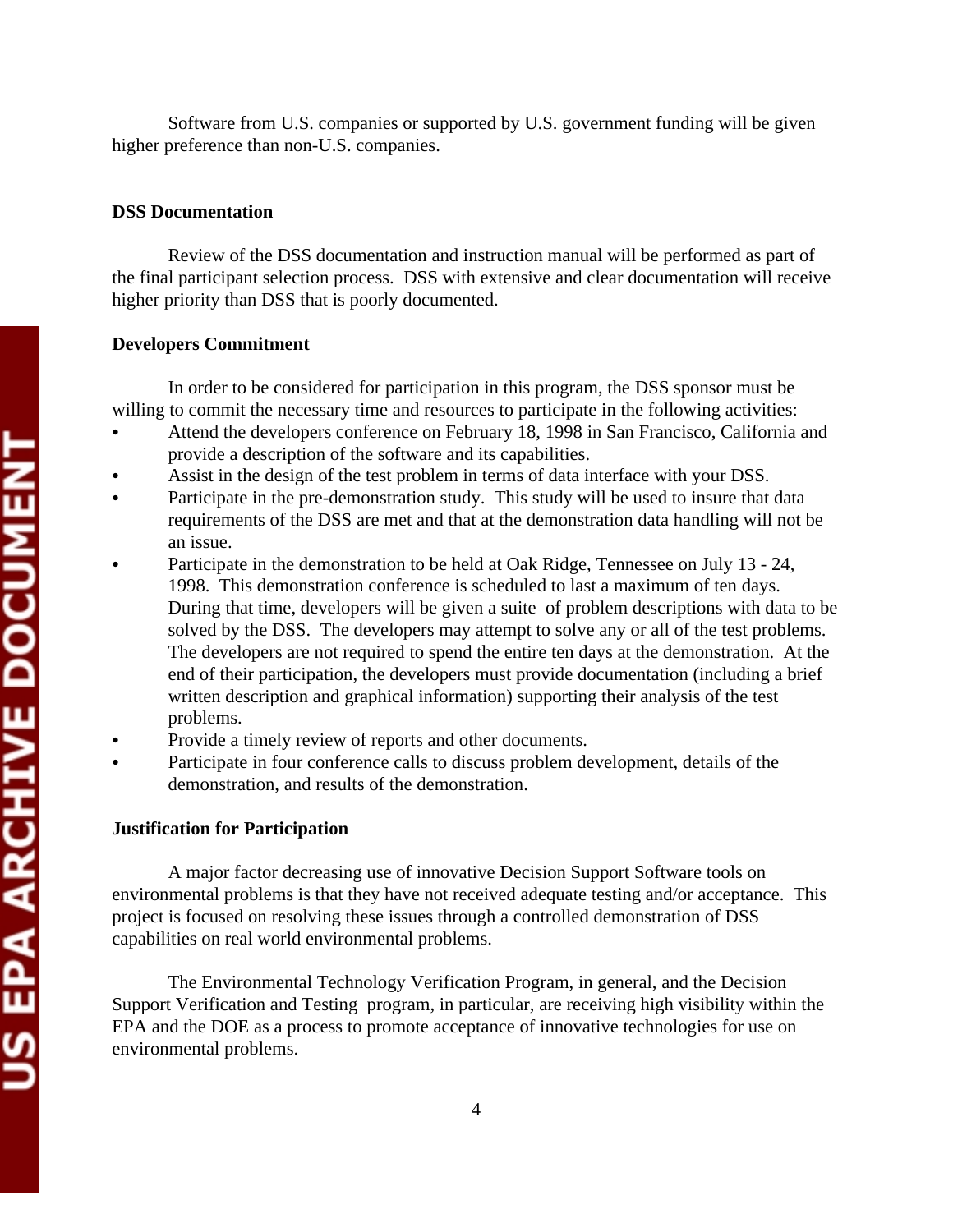Software from U.S. companies or supported by U.S. government funding will be given higher preference than non-U.S. companies.

**DSS Documentation**

Review of the DSS documentation and instruction manual will be performed as part of the final participant selection process. DSS with extensive and clear documentation will receive higher priority than DSS that is poorly documented.

**Developers Commitment**

In order to be considered for participation in this program, the DSS sponsor must be willing to commit the necessary time and resources to participate in the following activities:

- Attend the developers conference on February 18, 1998 in San Francisco, California and provide a description of the software and its capabilities.
- Assist in the design of the test problem in terms of data interface with your DSS.
- Participate in the pre-demonstration study. This study will be used to insure that data requirements of the DSS are met and that at the demonstration data handling will not be an issue.
- Participate in the demonstration to be held at Oak Ridge, Tennessee on July 13 - 24, 1998. This demonstration conference is scheduled to last a maximum of ten days. During that time, developers will be given a suite of problem descriptions with data to be solved by the DSS. The developers may attempt to solve any or all of the test problems. The developers are not required to spend the entire ten days at the demonstration. At the end of their participation, the developers must provide documentation (including a brief written description and graphical information) supporting their analysis of the test problems.
- Provide a timely review of reports and other documents.
- Participate in four conference calls to discuss problem development, details of the demonstration, and results of the demonstration.

**Justification for Participation**

A major factor decreasing use of innovative Decision Support Software tools on environmental problems is that they have not received adequate testing and/or acceptance. This project is focused on resolving these issues through a controlled demonstration of DSS capabilities on real world environmental problems.

The Environmental Technology Verification Program, in general, and the Decision Support Verification and Testing program, in particular, are receiving high visibility within the EPA and the DOE as a process to promote acceptance of innovative technologies for use on environmental problems.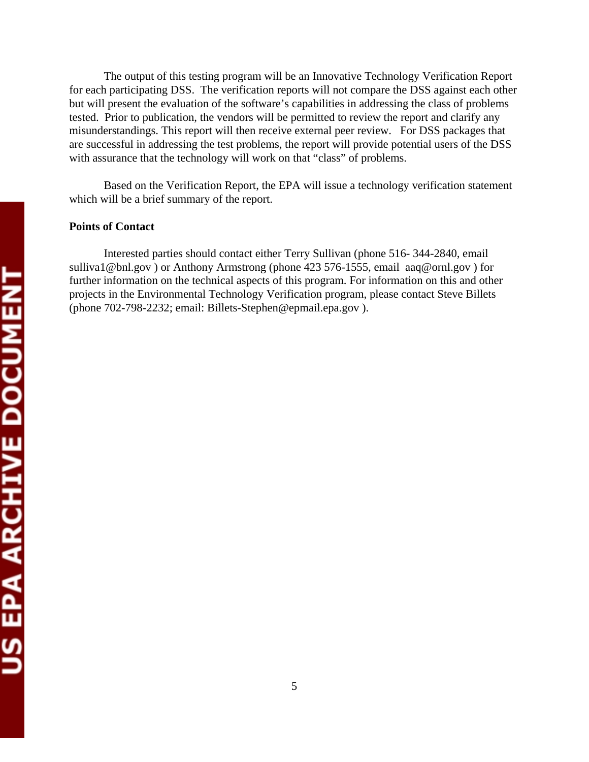The output of this testing program will be an Innovative Technology Verification Report for each participating DSS. The verification reports will not compare the DSS against each other but will present the evaluation of the software's capabilities in addressing the class of problems tested. Prior to publication, the vendors will be permitted to review the report and clarify any misunderstandings. This report will then receive external peer review. For DSS packages that are successful in addressing the test problems, the report will provide potential users of the DSS with assurance that the technology will work on that "class" of problems.

Based on the Verification Report, the EPA will issue a technology verification statement which will be a brief summary of the report.

**Points of Contact**

Interested parties should contact either Terry Sullivan (phone 516- 344-2840, email sulliva1@bnl.gov ) or Anthony Armstrong (phone 423 576-1555, email aaq@ornl.gov ) for further information on the technical aspects of this program. For information on this and other projects in the Environmental Technology Verification program, please contact Steve Billets (phone 702-798-2232; email: Billets-Stephen@epmail.epa.gov ).